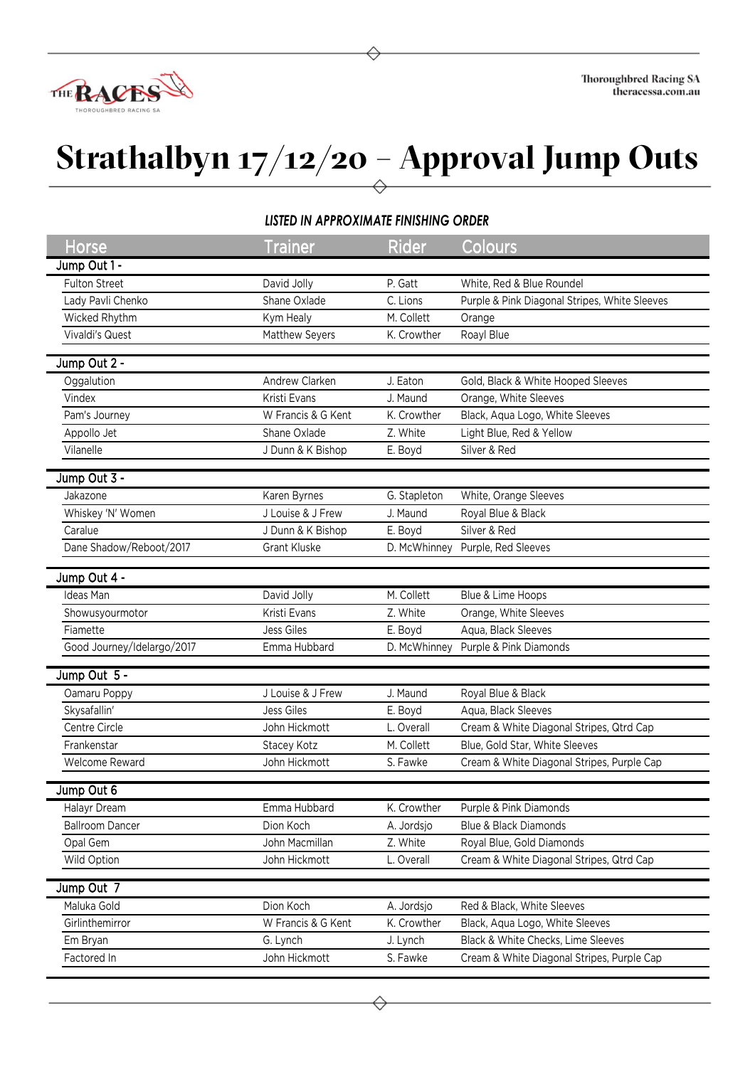# Strathalbyn 17/12/20 – Approval Jump Outs

***LISTED IN APPROXIMATE FINISHING ORDER***

| Horse | Trainer | Rider | Colours |
|---|---|---|---|
| **Jump Out 1 -** | | | |
| Fulton Street | David Jolly | P. Gatt | White, Red & Blue Roundel |
| Lady Pavli Chenko | Shane Oxlade | C. Lions | Purple & Pink Diagonal Stripes, White Sleeves |
| Wicked Rhythm | Kym Healy | M. Collett | Orange |
| Vivaldi's Quest | Matthew Seyers | K. Crowther | Roayl Blue |
| **Jump Out 2 -** | | | |
| Oggalution | Andrew Clarken | J. Eaton | Gold, Black & White Hooped Sleeves |
| Vindex | Kristi Evans | J. Maund | Orange, White Sleeves |
| Pam's Journey | W Francis & G Kent | K. Crowther | Black, Aqua Logo, White Sleeves |
| Appollo Jet | Shane Oxlade | Z. White | Light Blue, Red & Yellow |
| Vilanelle | J Dunn & K Bishop | E. Boyd | Silver & Red |
| **Jump Out 3 -** | | | |
| Jakazone | Karen Byrnes | G. Stapleton | White, Orange Sleeves |
| Whiskey 'N' Women | J Louise & J Frew | J. Maund | Royal Blue & Black |
| Caralue | J Dunn & K Bishop | E. Boyd | Silver & Red |
| Dane Shadow/Reboot/2017 | Grant Kluske | D. McWhinney | Purple, Red Sleeves |
| **Jump Out 4 -** | | | |
| Ideas Man | David Jolly | M. Collett | Blue & Lime Hoops |
| Showusyourmotor | Kristi Evans | Z. White | Orange, White Sleeves |
| Fiamette | Jess Giles | E. Boyd | Aqua, Black Sleeves |
| Good Journey/Idelargo/2017 | Emma Hubbard | D. McWhinney | Purple & Pink Diamonds |
| **Jump Out 5 -** | | | |
| Oamaru Poppy | J Louise & J Frew | J. Maund | Royal Blue & Black |
| Skysafallin' | Jess Giles | E. Boyd | Aqua, Black Sleeves |
| Centre Circle | John Hickmott | L. Overall | Cream & White Diagonal Stripes, Qtrd Cap |
| Frankenstar | Stacey Kotz | M. Collett | Blue, Gold Star, White Sleeves |
| Welcome Reward | John Hickmott | S. Fawke | Cream & White Diagonal Stripes, Purple Cap |
| **Jump Out 6** | | | |
| Halayr Dream | Emma Hubbard | K. Crowther | Purple & Pink Diamonds |
| Ballroom Dancer | Dion Koch | A. Jordsjo | Blue & Black Diamonds |
| Opal Gem | John Macmillan | Z. White | Royal Blue, Gold Diamonds |
| Wild Option | John Hickmott | L. Overall | Cream & White Diagonal Stripes, Qtrd Cap |
| **Jump Out 7** | | | |
| Maluka Gold | Dion Koch | A. Jordsjo | Red & Black, White Sleeves |
| Girlinthemirror | W Francis & G Kent | K. Crowther | Black, Aqua Logo, White Sleeves |
| Em Bryan | G. Lynch | J. Lynch | Black & White Checks, Lime Sleeves |
| Factored In | John Hickmott | S. Fawke | Cream & White Diagonal Stripes, Purple Cap |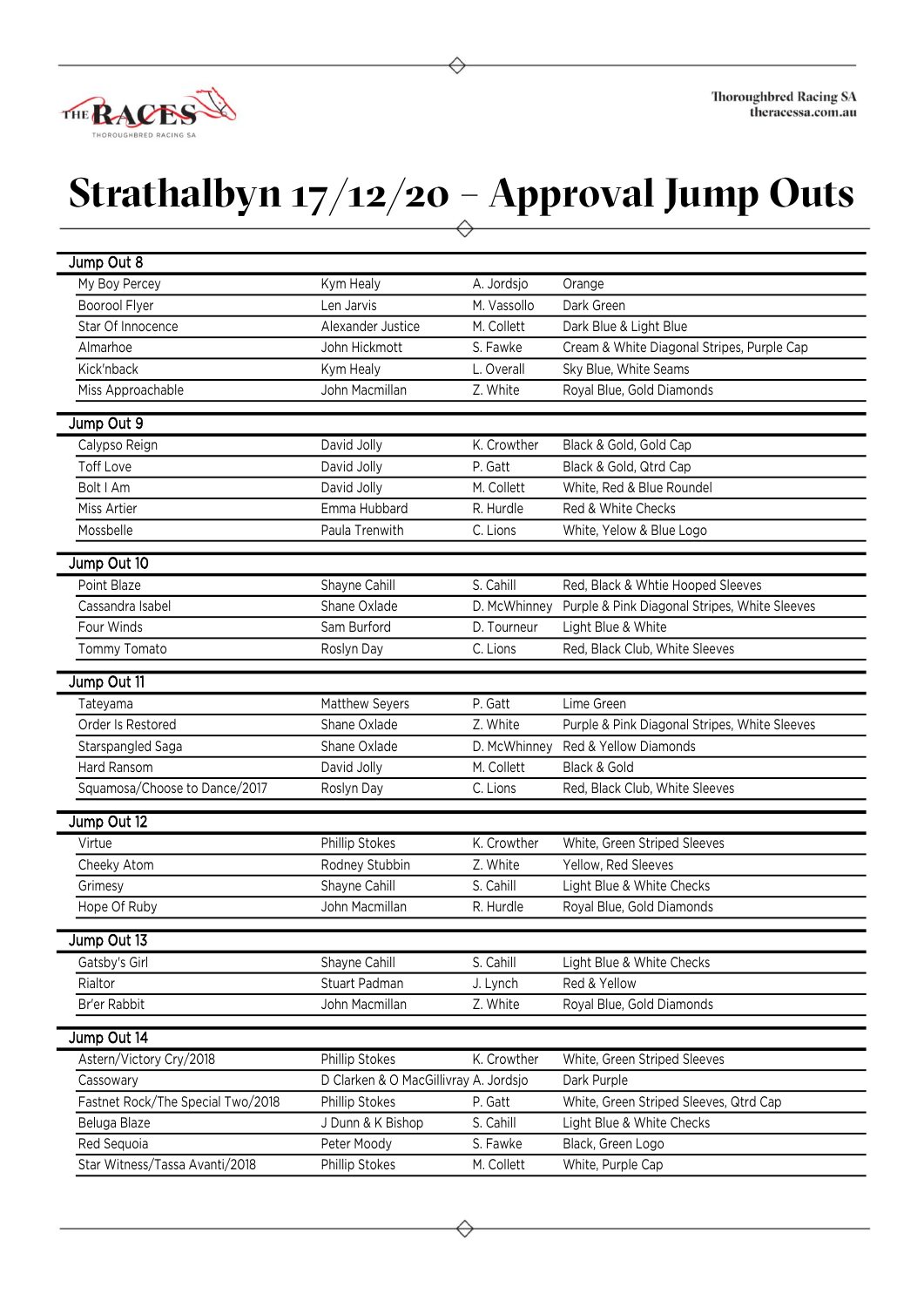# Strathalbyn 17/12/20 – Approval Jump Outs

| Jump Out 8 | | | |
|---|---|---|---|
| My Boy Percey | Kym Healy | A. Jordsjo | Orange |
| Boorool Flyer | Len Jarvis | M. Vassollo | Dark Green |
| Star Of Innocence | Alexander Justice | M. Collett | Dark Blue & Light Blue |
| Almarhoe | John Hickmott | S. Fawke | Cream & White Diagonal Stripes, Purple Cap |
| Kick'nback | Kym Healy | L. Overall | Sky Blue, White Seams |
| Miss Approachable | John Macmillan | Z. White | Royal Blue, Gold Diamonds |

| Jump Out 9 | | | |
|---|---|---|---|
| Calypso Reign | David Jolly | K. Crowther | Black & Gold, Gold Cap |
| Toff Love | David Jolly | P. Gatt | Black & Gold, Qtrd Cap |
| Bolt I Am | David Jolly | M. Collett | White, Red & Blue Roundel |
| Miss Artier | Emma Hubbard | R. Hurdle | Red & White Checks |
| Mossbelle | Paula Trenwith | C. Lions | White, Yelow & Blue Logo |

| Jump Out 10 | | | |
|---|---|---|---|
| Point Blaze | Shayne Cahill | S. Cahill | Red, Black & Whtie Hooped Sleeves |
| Cassandra Isabel | Shane Oxlade | D. McWhinney | Purple & Pink Diagonal Stripes, White Sleeves |
| Four Winds | Sam Burford | D. Tourneur | Light Blue & White |
| Tommy Tomato | Roslyn Day | C. Lions | Red, Black Club, White Sleeves |

| Jump Out 11 | | | |
|---|---|---|---|
| Tateyama | Matthew Seyers | P. Gatt | Lime Green |
| Order Is Restored | Shane Oxlade | Z. White | Purple & Pink Diagonal Stripes, White Sleeves |
| Starspangled Saga | Shane Oxlade | D. McWhinney | Red & Yellow Diamonds |
| Hard Ransom | David Jolly | M. Collett | Black & Gold |
| Squamosa/Choose to Dance/2017 | Roslyn Day | C. Lions | Red, Black Club, White Sleeves |

| Jump Out 12 | | | |
|---|---|---|---|
| Virtue | Phillip Stokes | K. Crowther | White, Green Striped Sleeves |
| Cheeky Atom | Rodney Stubbin | Z. White | Yellow, Red Sleeves |
| Grimesy | Shayne Cahill | S. Cahill | Light Blue & White Checks |
| Hope Of Ruby | John Macmillan | R. Hurdle | Royal Blue, Gold Diamonds |

| Jump Out 13 | | | |
|---|---|---|---|
| Gatsby's Girl | Shayne Cahill | S. Cahill | Light Blue & White Checks |
| Rialtor | Stuart Padman | J. Lynch | Red & Yellow |
| Br'er Rabbit | John Macmillan | Z. White | Royal Blue, Gold Diamonds |

| Jump Out 14 | | | |
|---|---|---|---|
| Astern/Victory Cry/2018 | Phillip Stokes | K. Crowther | White, Green Striped Sleeves |
| Cassowary | D Clarken & O MacGillivray | A. Jordsjo | Dark Purple |
| Fastnet Rock/The Special Two/2018 | Phillip Stokes | P. Gatt | White, Green Striped Sleeves, Qtrd Cap |
| Beluga Blaze | J Dunn & K Bishop | S. Cahill | Light Blue & White Checks |
| Red Sequoia | Peter Moody | S. Fawke | Black, Green Logo |
| Star Witness/Tassa Avanti/2018 | Phillip Stokes | M. Collett | White, Purple Cap |